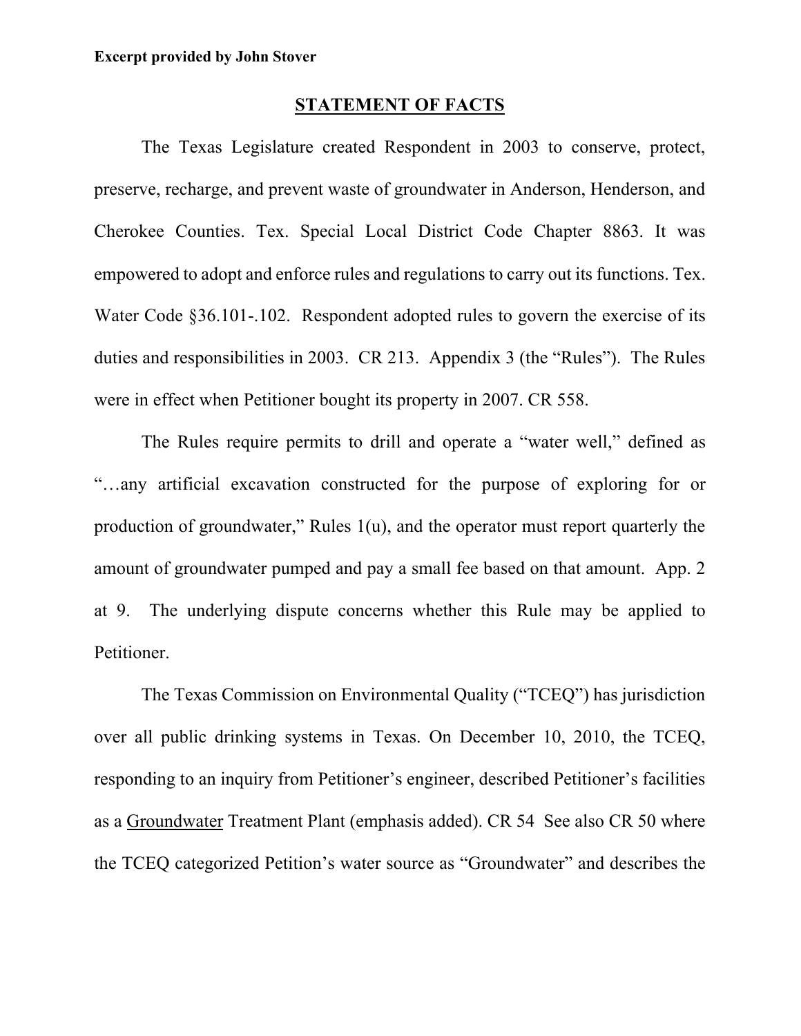**Excerpt provided by John Stover**

## STATEMENT OF FACTS

The Texas Legislature created Respondent in 2003 to conserve, protect, preserve, recharge, and prevent waste of groundwater in Anderson, Henderson, and Cherokee Counties. Tex. Special Local District Code Chapter 8863. It was empowered to adopt and enforce rules and regulations to carry out its functions. Tex. Water Code §36.101-.102. Respondent adopted rules to govern the exercise of its duties and responsibilities in 2003. CR 213. Appendix 3 (the "Rules"). The Rules were in effect when Petitioner bought its property in 2007. CR 558.

The Rules require permits to drill and operate a "water well," defined as "…any artificial excavation constructed for the purpose of exploring for or production of groundwater," Rules 1(u), and the operator must report quarterly the amount of groundwater pumped and pay a small fee based on that amount. App. 2 at 9. The underlying dispute concerns whether this Rule may be applied to Petitioner.

The Texas Commission on Environmental Quality ("TCEQ") has jurisdiction over all public drinking systems in Texas. On December 10, 2010, the TCEQ, responding to an inquiry from Petitioner's engineer, described Petitioner's facilities as a <u>Groundwater</u> Treatment Plant (emphasis added). CR 54 See also CR 50 where the TCEQ categorized Petition's water source as "Groundwater" and describes the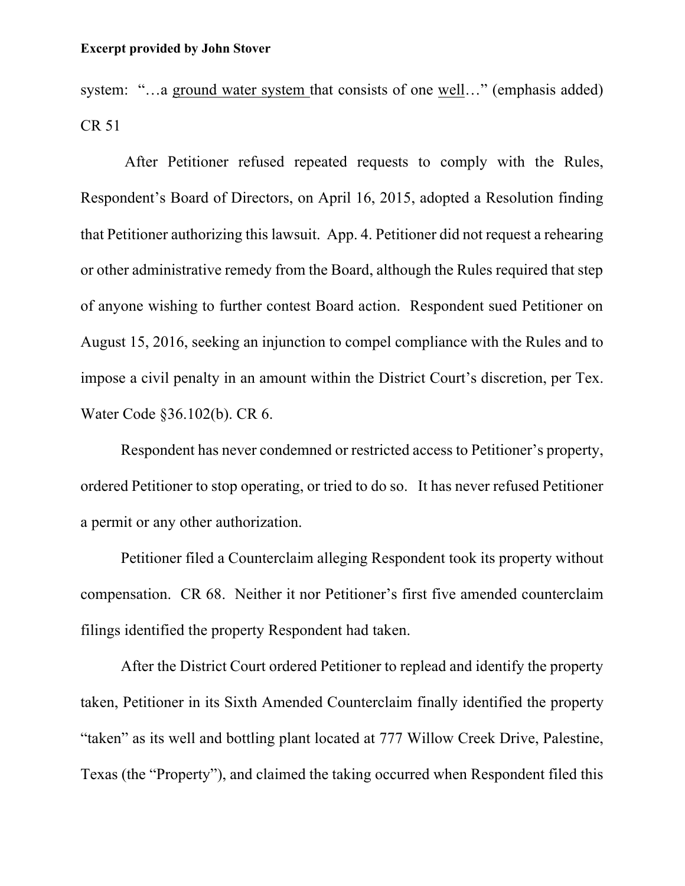system: "…a <u>ground water system</u> that consists of one <u>well</u>…" (emphasis added) CR 51

After Petitioner refused repeated requests to comply with the Rules, Respondent's Board of Directors, on April 16, 2015, adopted a Resolution finding that Petitioner authorizing this lawsuit. App. 4. Petitioner did not request a rehearing or other administrative remedy from the Board, although the Rules required that step of anyone wishing to further contest Board action. Respondent sued Petitioner on August 15, 2016, seeking an injunction to compel compliance with the Rules and to impose a civil penalty in an amount within the District Court's discretion, per Tex. Water Code §36.102(b). CR 6.

Respondent has never condemned or restricted access to Petitioner's property, ordered Petitioner to stop operating, or tried to do so. It has never refused Petitioner a permit or any other authorization.

Petitioner filed a Counterclaim alleging Respondent took its property without compensation. CR 68. Neither it nor Petitioner's first five amended counterclaim filings identified the property Respondent had taken.

After the District Court ordered Petitioner to replead and identify the property taken, Petitioner in its Sixth Amended Counterclaim finally identified the property "taken" as its well and bottling plant located at 777 Willow Creek Drive, Palestine, Texas (the "Property"), and claimed the taking occurred when Respondent filed this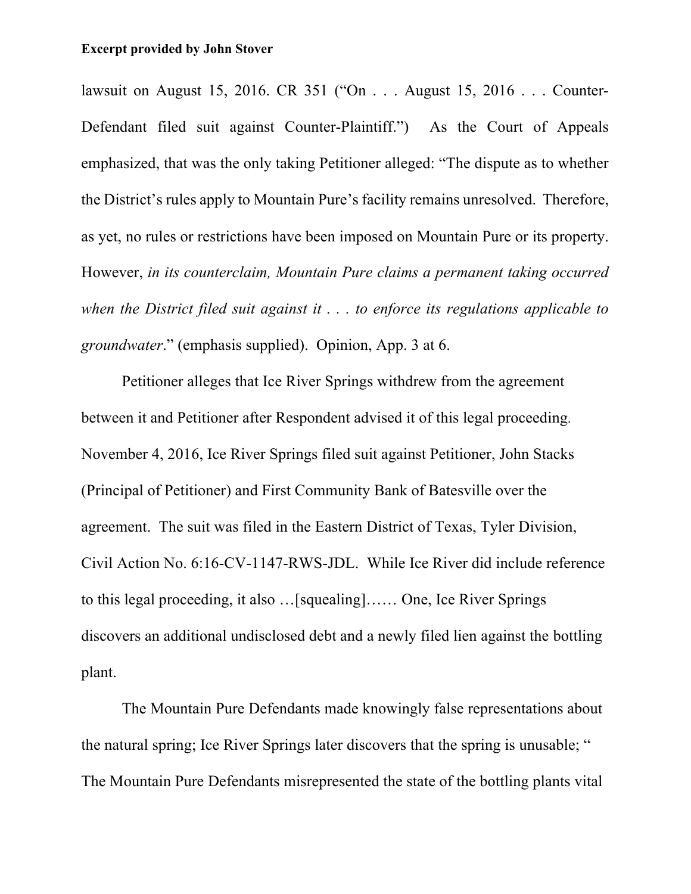**Excerpt provided by John Stover**

lawsuit on August 15, 2016. CR 351 ("On . . . August 15, 2016 . . . Counter-Defendant filed suit against Counter-Plaintiff.") As the Court of Appeals emphasized, that was the only taking Petitioner alleged: "The dispute as to whether the District's rules apply to Mountain Pure's facility remains unresolved. Therefore, as yet, no rules or restrictions have been imposed on Mountain Pure or its property. However, *in its counterclaim, Mountain Pure claims a permanent taking occurred when the District filed suit against it . . . to enforce its regulations applicable to groundwater*." (emphasis supplied). Opinion, App. 3 at 6.

Petitioner alleges that Ice River Springs withdrew from the agreement between it and Petitioner after Respondent advised it of this legal proceeding. November 4, 2016, Ice River Springs filed suit against Petitioner, John Stacks (Principal of Petitioner) and First Community Bank of Batesville over the agreement. The suit was filed in the Eastern District of Texas, Tyler Division, Civil Action No. 6:16-CV-1147-RWS-JDL. While Ice River did include reference to this legal proceeding, it also …[squealing]…… One, Ice River Springs discovers an additional undisclosed debt and a newly filed lien against the bottling plant.

The Mountain Pure Defendants made knowingly false representations about the natural spring; Ice River Springs later discovers that the spring is unusable; " The Mountain Pure Defendants misrepresented the state of the bottling plants vital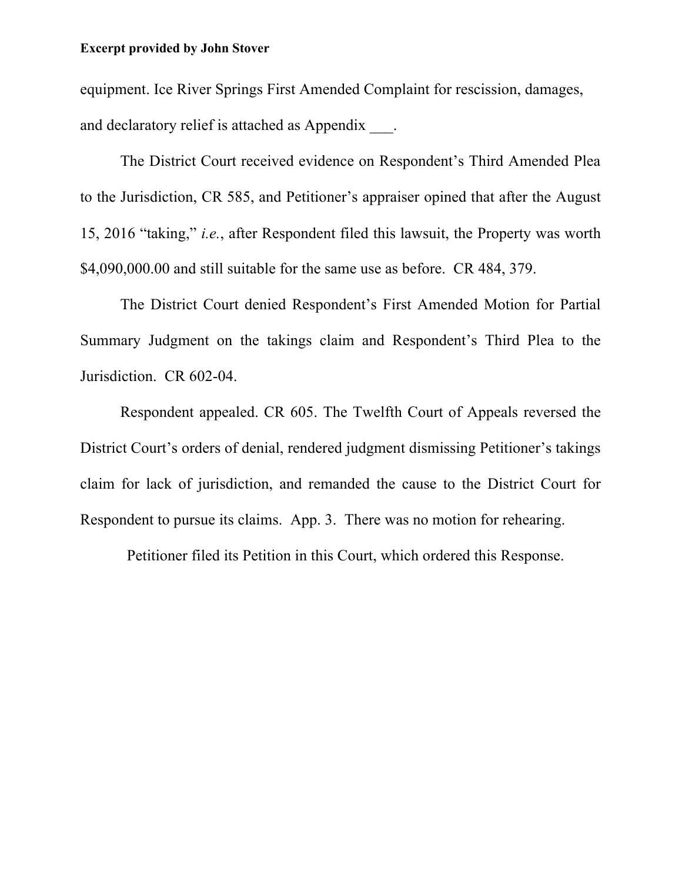equipment. Ice River Springs First Amended Complaint for rescission, damages, and declaratory relief is attached as Appendix ___.

The District Court received evidence on Respondent's Third Amended Plea to the Jurisdiction, CR 585, and Petitioner's appraiser opined that after the August 15, 2016 "taking," *i.e.*, after Respondent filed this lawsuit, the Property was worth $4,090,000.00 and still suitable for the same use as before. CR 484, 379.

The District Court denied Respondent's First Amended Motion for Partial Summary Judgment on the takings claim and Respondent's Third Plea to the Jurisdiction. CR 602-04.

Respondent appealed. CR 605. The Twelfth Court of Appeals reversed the District Court's orders of denial, rendered judgment dismissing Petitioner's takings claim for lack of jurisdiction, and remanded the cause to the District Court for Respondent to pursue its claims. App. 3. There was no motion for rehearing.

Petitioner filed its Petition in this Court, which ordered this Response.